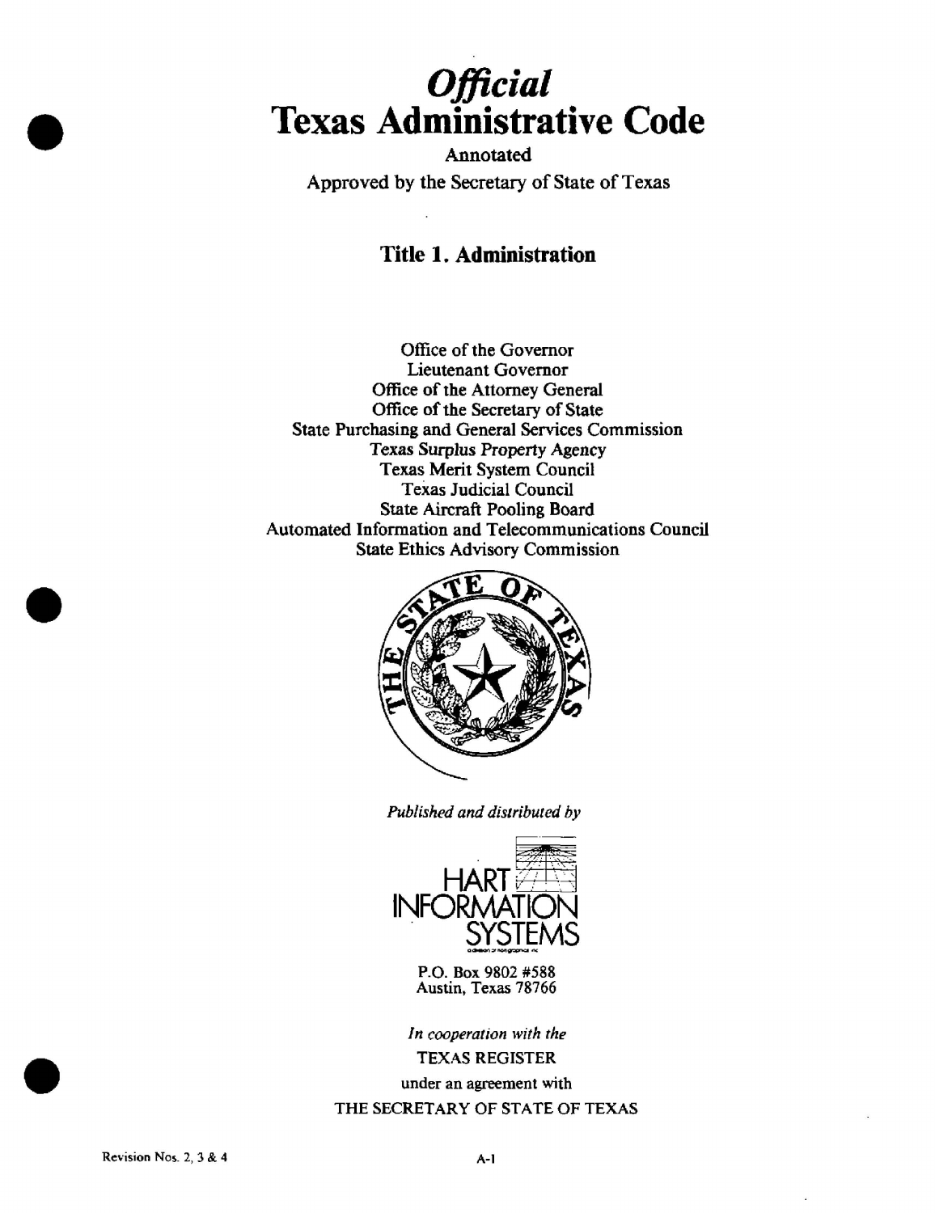# *Official*
# Texas Administrative Code

Annotated

Approved by the Secretary of State of Texas

## Title 1. Administration

Office of the Governor
Lieutenant Governor
Office of the Attorney General
Office of the Secretary of State
State Purchasing and General Services Commission
Texas Surplus Property Agency
Texas Merit System Council
Texas Judicial Council
State Aircraft Pooling Board
Automated Information and Telecommunications Council
State Ethics Advisory Commission

*Published and distributed by*

HART INFORMATION SYSTEMS

P.O. Box 9802 #588
Austin, Texas 78766

*In cooperation with the*

TEXAS REGISTER

under an agreement with

THE SECRETARY OF STATE OF TEXAS

Revision Nos. 2, 3 & 4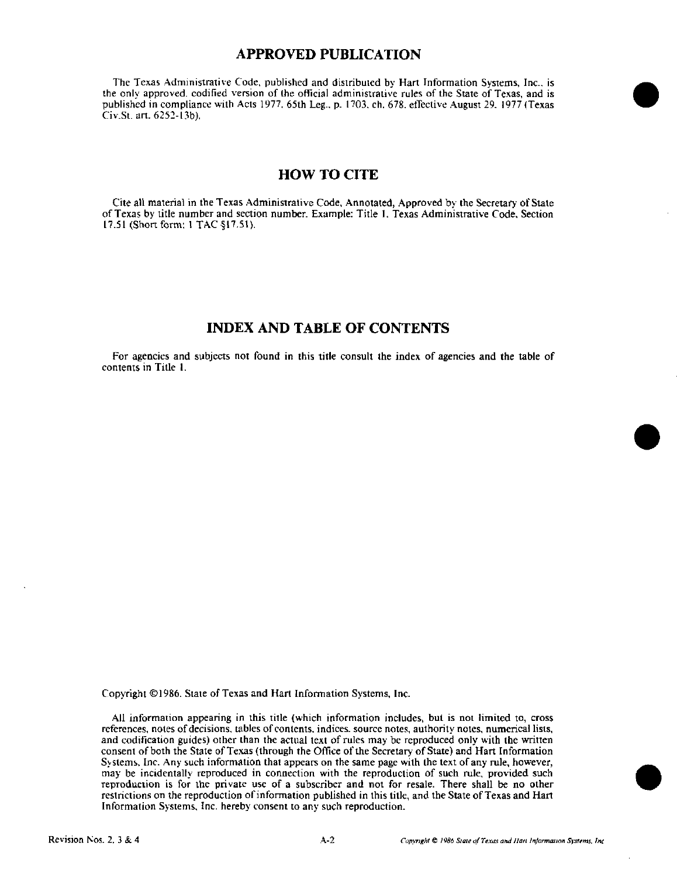## APPROVED PUBLICATION

The Texas Administrative Code, published and distributed by Hart Information Systems, Inc., is the only approved, codified version of the official administrative rules of the State of Texas, and is published in compliance with Acts 1977, 65th Leg., p. 1703, ch. 678, effective August 29, 1977 (Texas Civ.St. art. 6252-13b).

## HOW TO CITE

Cite all material in the Texas Administrative Code, Annotated, Approved by the Secretary of State of Texas by title number and section number. Example: Title 1, Texas Administrative Code, Section 17.51 (Short form: 1 TAC §17.51).

## INDEX AND TABLE OF CONTENTS

For agencies and subjects not found in this title consult the index of agencies and the table of contents in Title 1.

Copyright ©1986, State of Texas and Hart Information Systems, Inc.

All information appearing in this title (which information includes, but is not limited to, cross references, notes of decisions, tables of contents, indices, source notes, authority notes, numerical lists, and codification guides) other than the actual text of rules may be reproduced only with the written consent of both the State of Texas (through the Office of the Secretary of State) and Hart Information Systems, Inc. Any such information that appears on the same page with the text of any rule, however, may be incidentally reproduced in connection with the reproduction of such rule, provided such reproduction is for the private use of a subscriber and not for resale. There shall be no other restrictions on the reproduction of information published in this title, and the State of Texas and Hart Information Systems, Inc. hereby consent to any such reproduction.

Revision Nos. 2, 3 & 4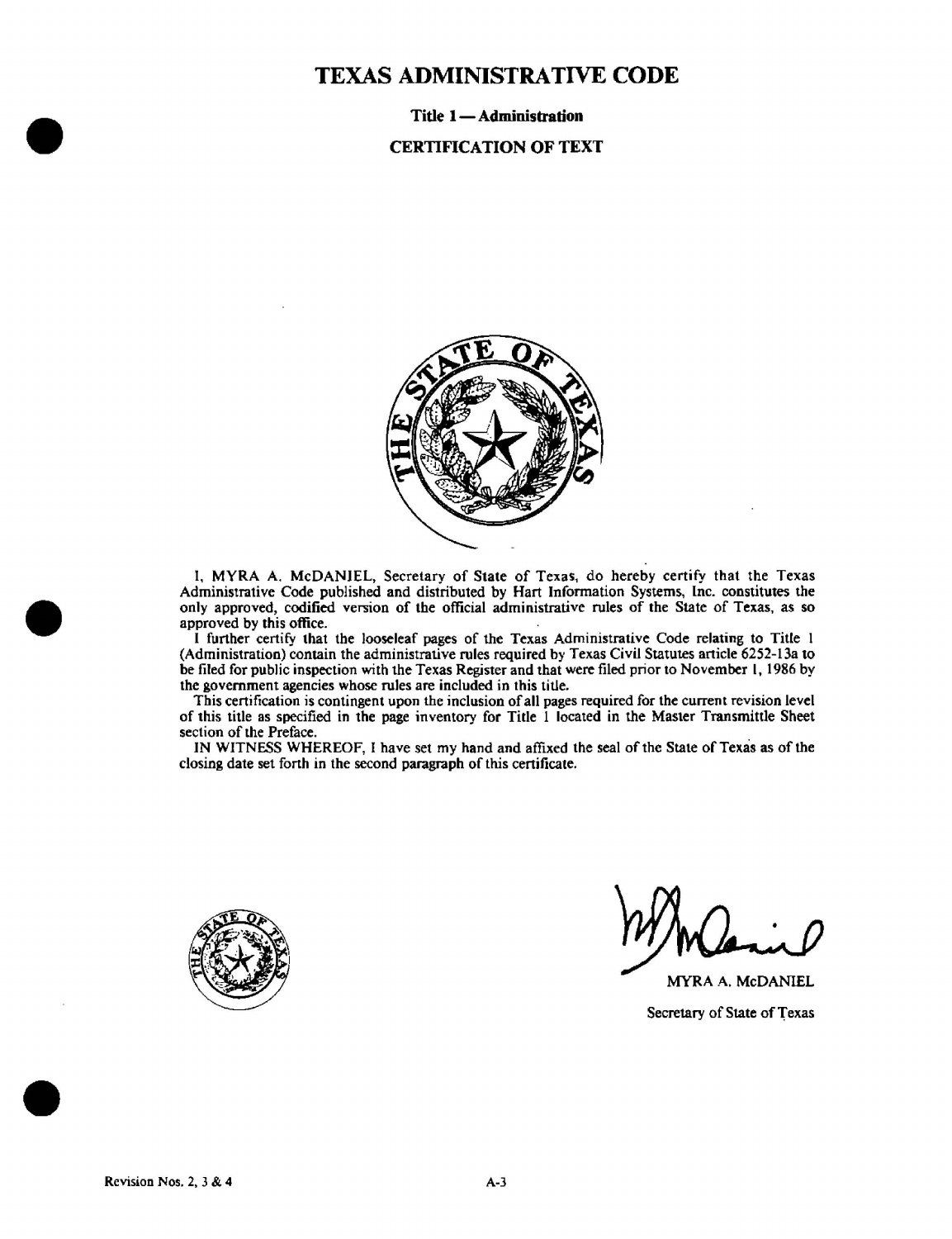# TEXAS ADMINISTRATIVE CODE

## Title 1 — Administration

## CERTIFICATION OF TEXT

I, MYRA A. McDANIEL, Secretary of State of Texas, do hereby certify that the Texas Administrative Code published and distributed by Hart Information Systems, Inc. constitutes the only approved, codified version of the official administrative rules of the State of Texas, as so approved by this office.

I further certify that the looseleaf pages of the Texas Administrative Code relating to Title 1 (Administration) contain the administrative rules required by Texas Civil Statutes article 6252-13a to be filed for public inspection with the Texas Register and that were filed prior to November 1, 1986 by the government agencies whose rules are included in this title.

This certification is contingent upon the inclusion of all pages required for the current revision level of this title as specified in the page inventory for Title 1 located in the Master Transmittle Sheet section of the Preface.

IN WITNESS WHEREOF, I have set my hand and affixed the seal of the State of Texas as of the closing date set forth in the second paragraph of this certificate.

MYRA A. McDANIEL

Secretary of State of Texas

Revision Nos. 2, 3 & 4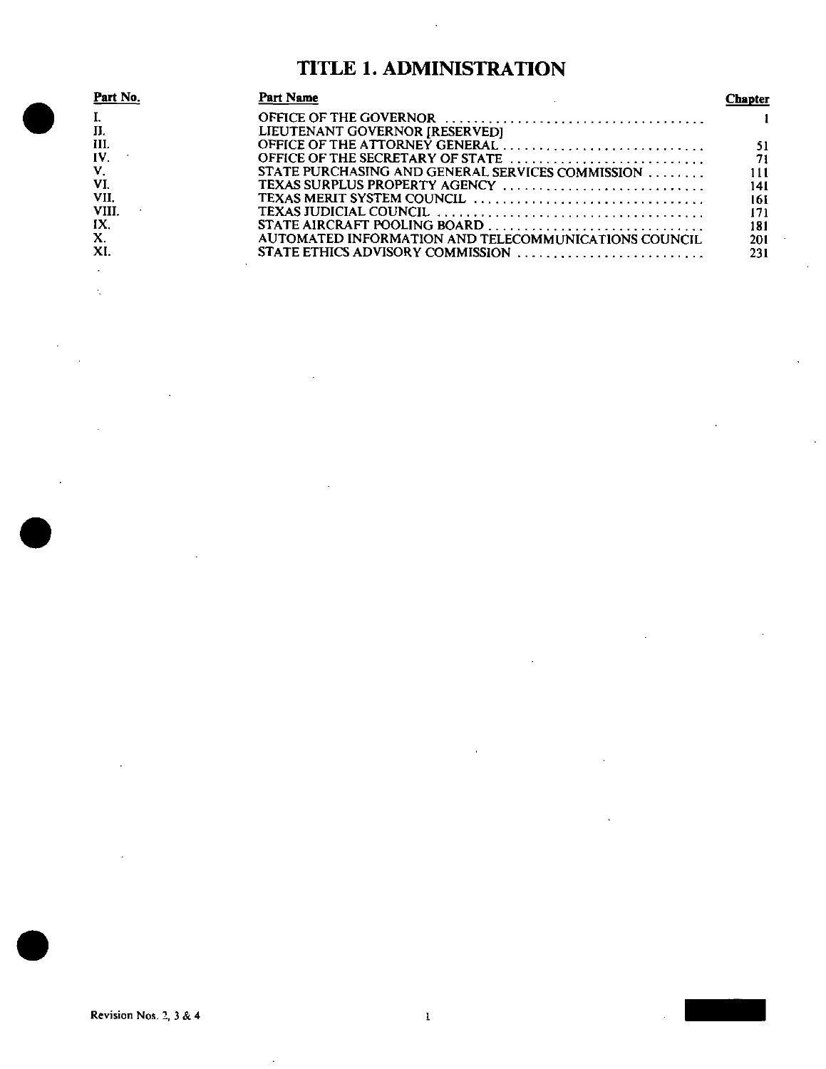# TITLE 1. ADMINISTRATION

| Part No. | Part Name | Chapter |
|---|---|---|
| I. | OFFICE OF THE GOVERNOR | 1 |
| II. | LIEUTENANT GOVERNOR [RESERVED] | |
| III. | OFFICE OF THE ATTORNEY GENERAL | 51 |
| IV. | OFFICE OF THE SECRETARY OF STATE | 71 |
| V. | STATE PURCHASING AND GENERAL SERVICES COMMISSION | 111 |
| VI. | TEXAS SURPLUS PROPERTY AGENCY | 141 |
| VII. | TEXAS MERIT SYSTEM COUNCIL | 161 |
| VIII. | TEXAS JUDICIAL COUNCIL | 171 |
| IX. | STATE AIRCRAFT POOLING BOARD | 181 |
| X. | AUTOMATED INFORMATION AND TELECOMMUNICATIONS COUNCIL | 201 |
| XI. | STATE ETHICS ADVISORY COMMISSION | 231 |

Revision Nos. 2, 3 & 4